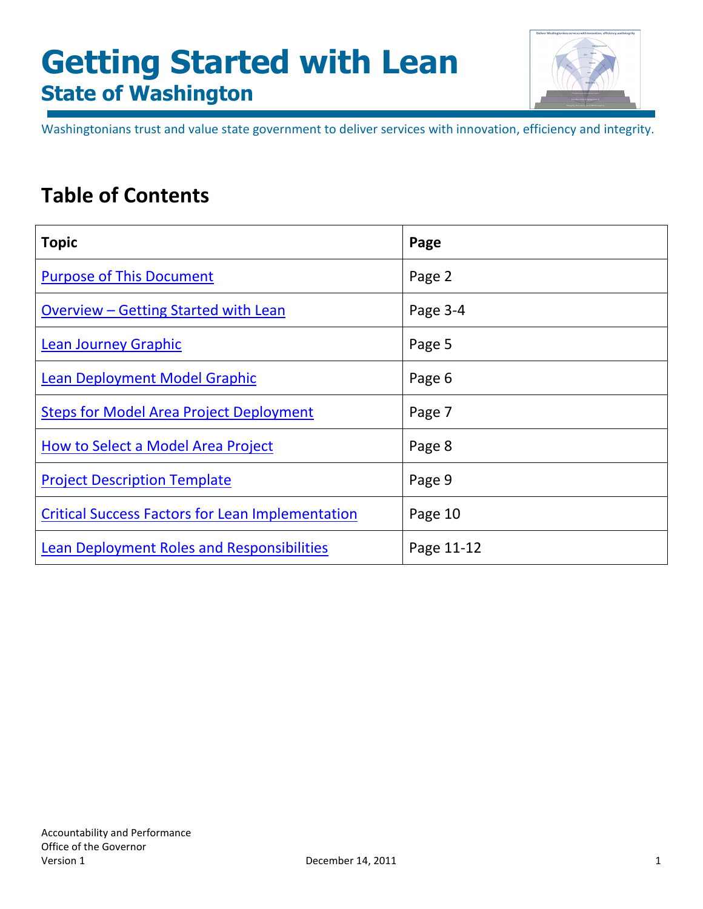# Getting Started with Lean

## State of Washington

Washingtonians trust and value state government to deliver services with innovation, efficiency and integrity.

## Table of Contents

| Topic | Page |
|---|---|
| Purpose of This Document | Page 2 |
| Overview – Getting Started with Lean | Page 3-4 |
| Lean Journey Graphic | Page 5 |
| Lean Deployment Model Graphic | Page 6 |
| Steps for Model Area Project Deployment | Page 7 |
| How to Select a Model Area Project | Page 8 |
| Project Description Template | Page 9 |
| Critical Success Factors for Lean Implementation | Page 10 |
| Lean Deployment Roles and Responsibilities | Page 11-12 |

Accountability and Performance
Office of the Governor
Version 1 December 14, 2011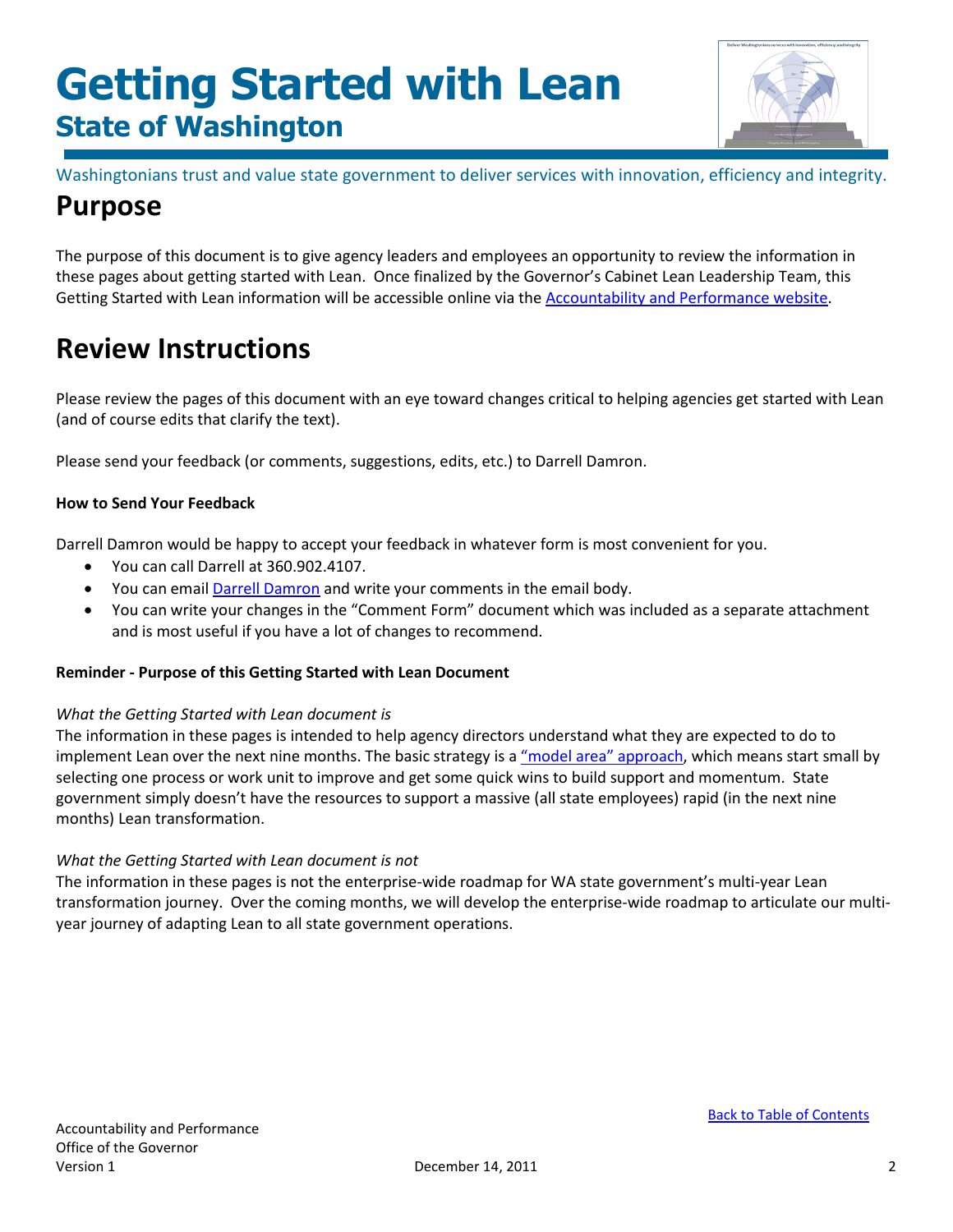# Getting Started with Lean

## State of Washington

Washingtonians trust and value state government to deliver services with innovation, efficiency and integrity.

# Purpose

The purpose of this document is to give agency leaders and employees an opportunity to review the information in these pages about getting started with Lean. Once finalized by the Governor's Cabinet Lean Leadership Team, this Getting Started with Lean information will be accessible online via the Accountability and Performance website.

# Review Instructions

Please review the pages of this document with an eye toward changes critical to helping agencies get started with Lean (and of course edits that clarify the text).

Please send your feedback (or comments, suggestions, edits, etc.) to Darrell Damron.

**How to Send Your Feedback**

Darrell Damron would be happy to accept your feedback in whatever form is most convenient for you.

- You can call Darrell at 360.902.4107.
- You can email Darrell Damron and write your comments in the email body.
- You can write your changes in the "Comment Form" document which was included as a separate attachment and is most useful if you have a lot of changes to recommend.

**Reminder - Purpose of this Getting Started with Lean Document**

*What the Getting Started with Lean document is*

The information in these pages is intended to help agency directors understand what they are expected to do to implement Lean over the next nine months. The basic strategy is a "model area" approach, which means start small by selecting one process or work unit to improve and get some quick wins to build support and momentum. State government simply doesn't have the resources to support a massive (all state employees) rapid (in the next nine months) Lean transformation.

*What the Getting Started with Lean document is not*

The information in these pages is not the enterprise-wide roadmap for WA state government's multi-year Lean transformation journey. Over the coming months, we will develop the enterprise-wide roadmap to articulate our multi-year journey of adapting Lean to all state government operations.

Back to Table of Contents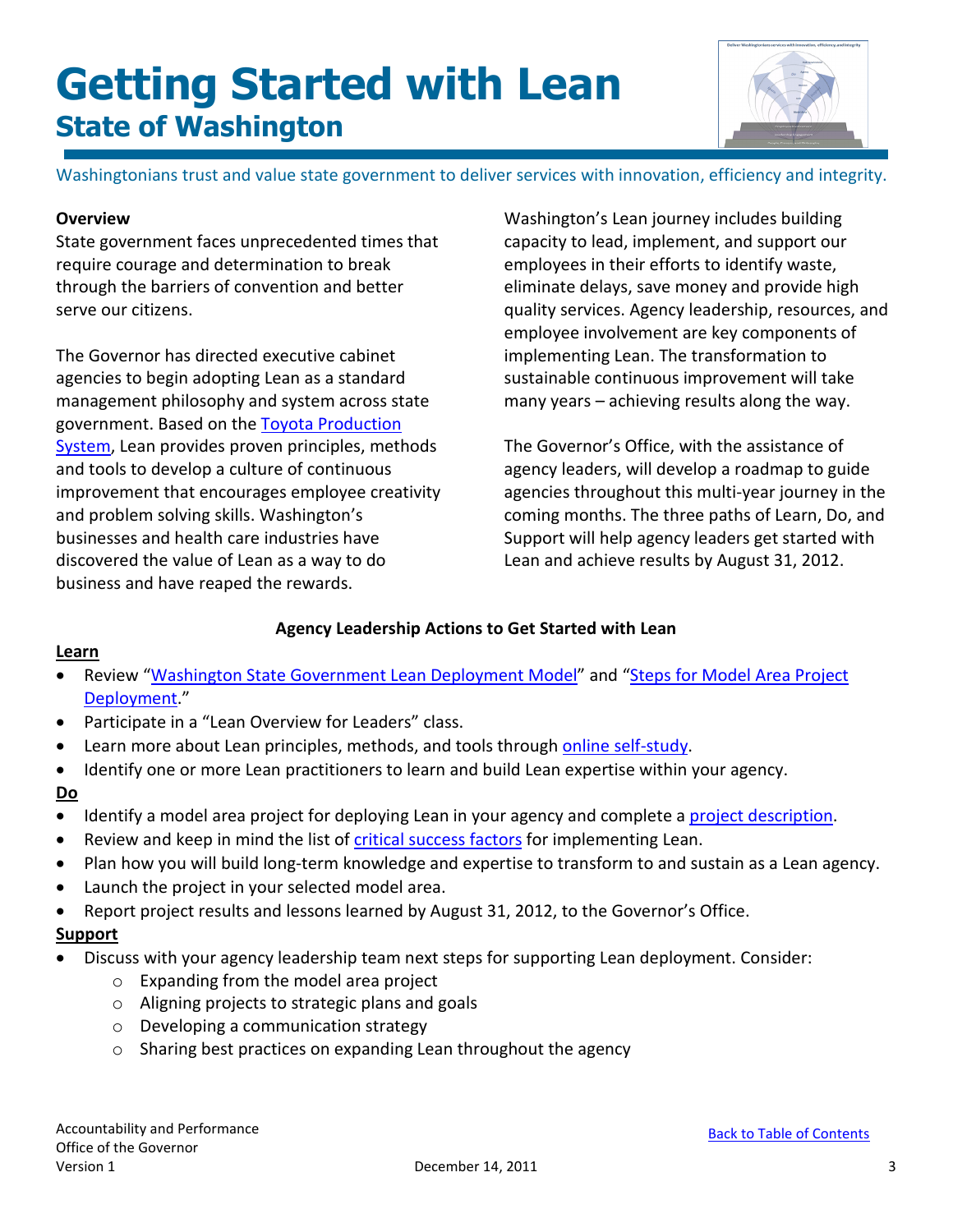# Getting Started with Lean

## State of Washington

Washingtonians trust and value state government to deliver services with innovation, efficiency and integrity.

**Overview**

State government faces unprecedented times that require courage and determination to break through the barriers of convention and better serve our citizens.

The Governor has directed executive cabinet agencies to begin adopting Lean as a standard management philosophy and system across state government. Based on the Toyota Production System, Lean provides proven principles, methods and tools to develop a culture of continuous improvement that encourages employee creativity and problem solving skills. Washington's businesses and health care industries have discovered the value of Lean as a way to do business and have reaped the rewards.

Washington's Lean journey includes building capacity to lead, implement, and support our employees in their efforts to identify waste, eliminate delays, save money and provide high quality services. Agency leadership, resources, and employee involvement are key components of implementing Lean. The transformation to sustainable continuous improvement will take many years – achieving results along the way.

The Governor's Office, with the assistance of agency leaders, will develop a roadmap to guide agencies throughout this multi-year journey in the coming months. The three paths of Learn, Do, and Support will help agency leaders get started with Lean and achieve results by August 31, 2012.

**Agency Leadership Actions to Get Started with Lean**

**Learn**

- Review "Washington State Government Lean Deployment Model" and "Steps for Model Area Project Deployment."
- Participate in a "Lean Overview for Leaders" class.
- Learn more about Lean principles, methods, and tools through online self-study.
- Identify one or more Lean practitioners to learn and build Lean expertise within your agency.

**Do**

- Identify a model area project for deploying Lean in your agency and complete a project description.
- Review and keep in mind the list of critical success factors for implementing Lean.
- Plan how you will build long-term knowledge and expertise to transform to and sustain as a Lean agency.
- Launch the project in your selected model area.
- Report project results and lessons learned by August 31, 2012, to the Governor's Office.

**Support**

- Discuss with your agency leadership team next steps for supporting Lean deployment. Consider:
  - Expanding from the model area project
  - Aligning projects to strategic plans and goals
  - Developing a communication strategy
  - Sharing best practices on expanding Lean throughout the agency

Accountability and Performance
Office of the Governor
Version 1 December 14, 2011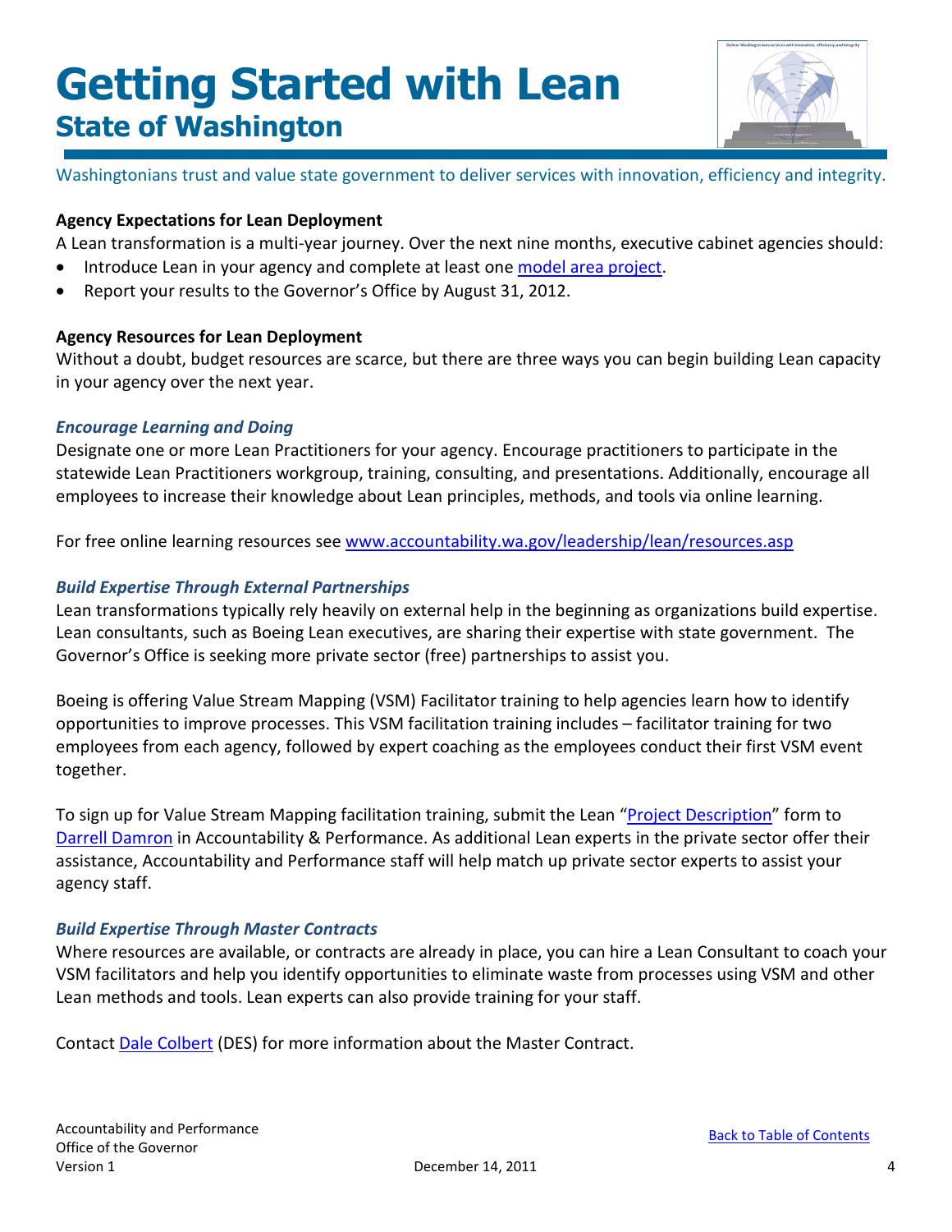# Getting Started with Lean

## State of Washington

Washingtonians trust and value state government to deliver services with innovation, efficiency and integrity.

**Agency Expectations for Lean Deployment**

A Lean transformation is a multi-year journey. Over the next nine months, executive cabinet agencies should:

- Introduce Lean in your agency and complete at least one model area project.
- Report your results to the Governor's Office by August 31, 2012.

**Agency Resources for Lean Deployment**

Without a doubt, budget resources are scarce, but there are three ways you can begin building Lean capacity in your agency over the next year.

***Encourage Learning and Doing***

Designate one or more Lean Practitioners for your agency. Encourage practitioners to participate in the statewide Lean Practitioners workgroup, training, consulting, and presentations. Additionally, encourage all employees to increase their knowledge about Lean principles, methods, and tools via online learning.

For free online learning resources see www.accountability.wa.gov/leadership/lean/resources.asp

***Build Expertise Through External Partnerships***

Lean transformations typically rely heavily on external help in the beginning as organizations build expertise. Lean consultants, such as Boeing Lean executives, are sharing their expertise with state government. The Governor's Office is seeking more private sector (free) partnerships to assist you.

Boeing is offering Value Stream Mapping (VSM) Facilitator training to help agencies learn how to identify opportunities to improve processes. This VSM facilitation training includes – facilitator training for two employees from each agency, followed by expert coaching as the employees conduct their first VSM event together.

To sign up for Value Stream Mapping facilitation training, submit the Lean "Project Description" form to Darrell Damron in Accountability & Performance. As additional Lean experts in the private sector offer their assistance, Accountability and Performance staff will help match up private sector experts to assist your agency staff.

***Build Expertise Through Master Contracts***

Where resources are available, or contracts are already in place, you can hire a Lean Consultant to coach your VSM facilitators and help you identify opportunities to eliminate waste from processes using VSM and other Lean methods and tools. Lean experts can also provide training for your staff.

Contact Dale Colbert (DES) for more information about the Master Contract.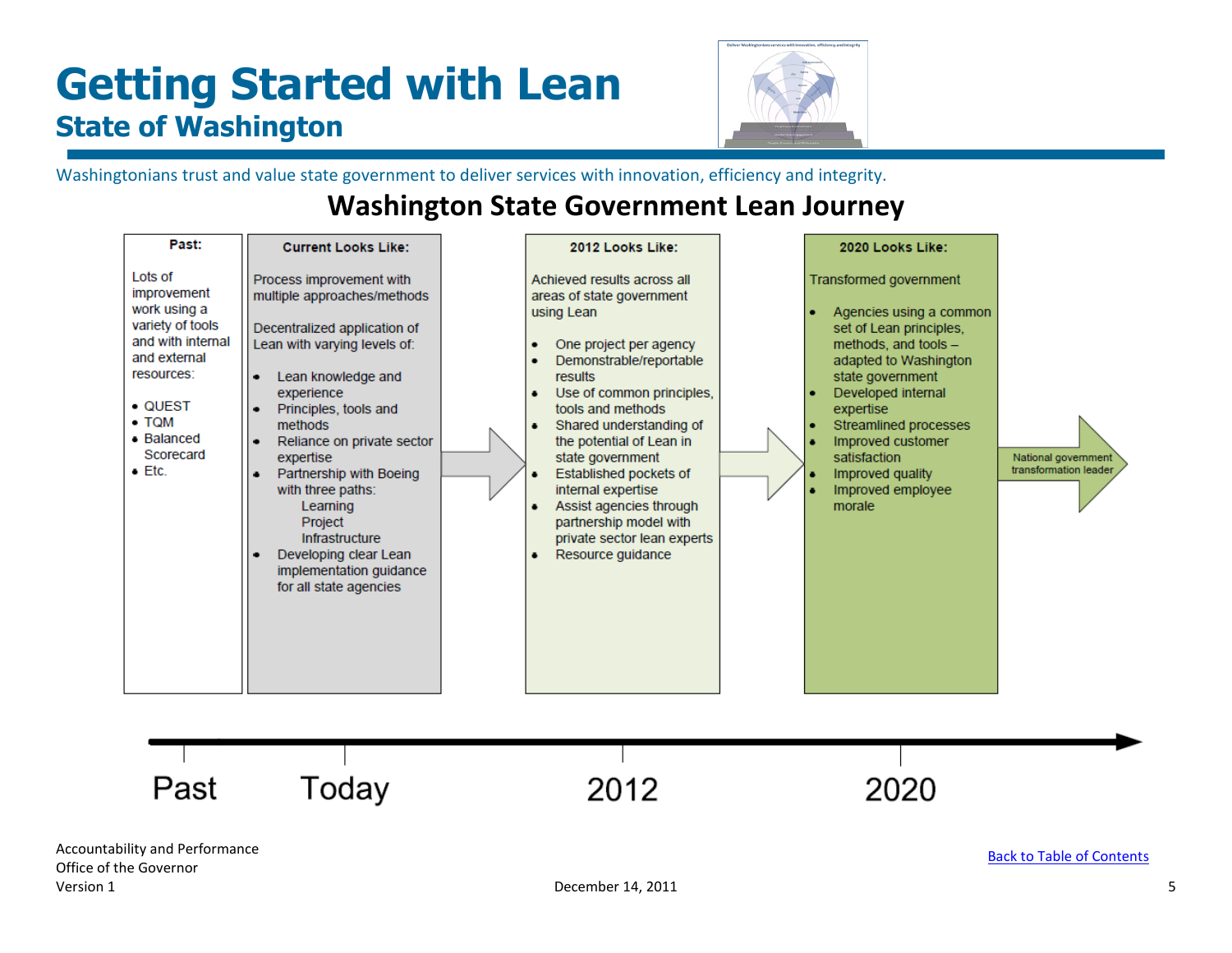# Getting Started with Lean

## State of Washington

Washingtonians trust and value state government to deliver services with innovation, efficiency and integrity.

## Washington State Government Lean Journey

**Past:**

Lots of improvement work using a variety of tools and with internal and external resources:

- QUEST
- TQM
- Balanced Scorecard
- Etc.

**Current Looks Like:**

Process improvement with multiple approaches/methods

Decentralized application of Lean with varying levels of:

- Lean knowledge and experience
- Principles, tools and methods
- Reliance on private sector expertise
- Partnership with Boeing with three paths:
  - Learning
  - Project
  - Infrastructure
- Developing clear Lean implementation guidance for all state agencies

**2012 Looks Like:**

Achieved results across all areas of state government using Lean

- One project per agency
- Demonstrable/reportable results
- Use of common principles, tools and methods
- Shared understanding of the potential of Lean in state government
- Established pockets of internal expertise
- Assist agencies through partnership model with private sector lean experts
- Resource guidance

**2020 Looks Like:**

Transformed government

- Agencies using a common set of Lean principles, methods, and tools – adapted to Washington state government
- Developed internal expertise
- Streamlined processes
- Improved customer satisfaction
- Improved quality
- Improved employee morale

National government transformation leader

Past — Today — 2012 — 2020

Accountability and Performance
Office of the Governor
Version 1

December 14, 2011

Back to Table of Contents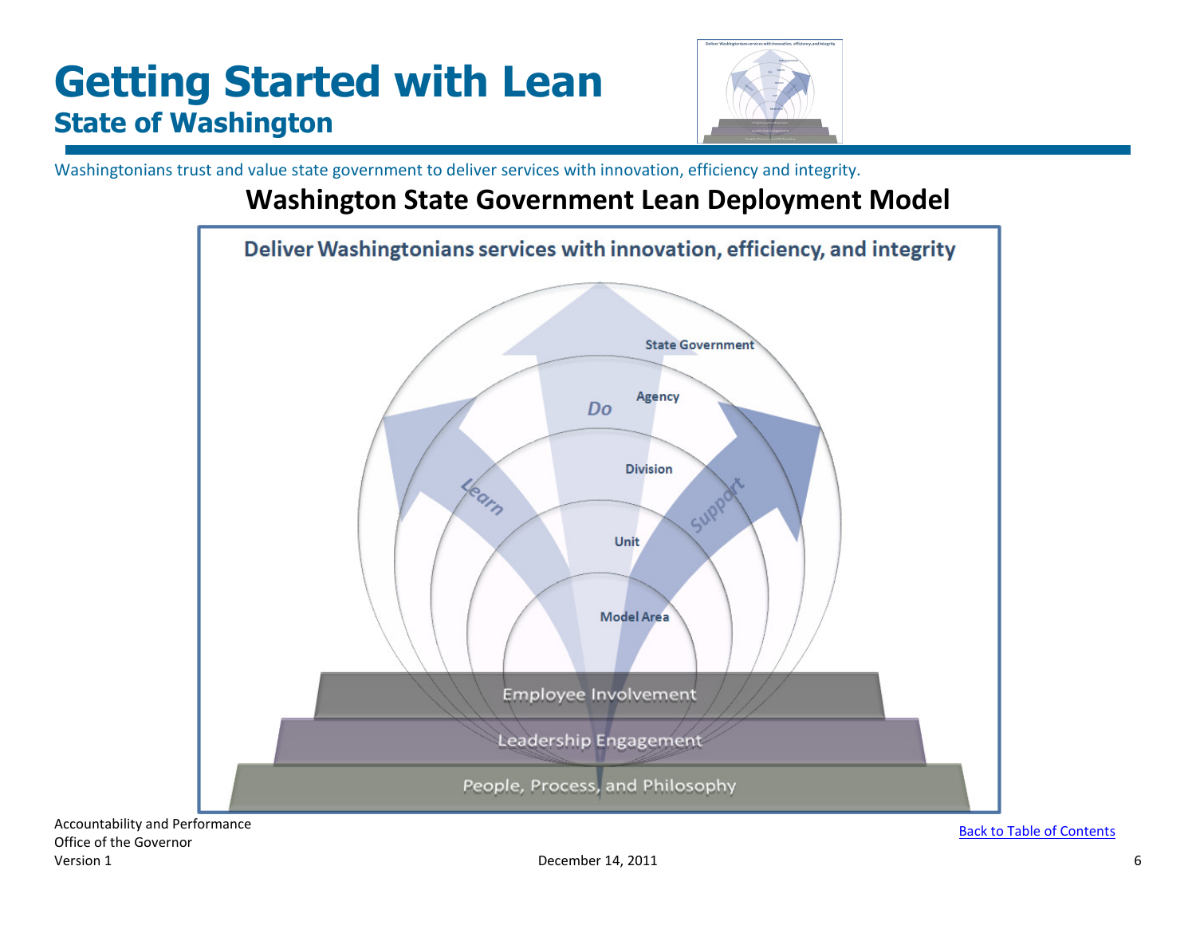# Getting Started with Lean
## State of Washington

Washingtonians trust and value state government to deliver services with innovation, efficiency and integrity.

## Washington State Government Lean Deployment Model

Deliver Washingtonians services with innovation, efficiency, and integrity

State Government

Agency

Do

Division

Learn

Support

Unit

Model Area

Employee Involvement

Leadership Engagement

People, Process, and Philosophy

Accountability and Performance
Office of the Governor
Version 1

December 14, 2011

Back to Table of Contents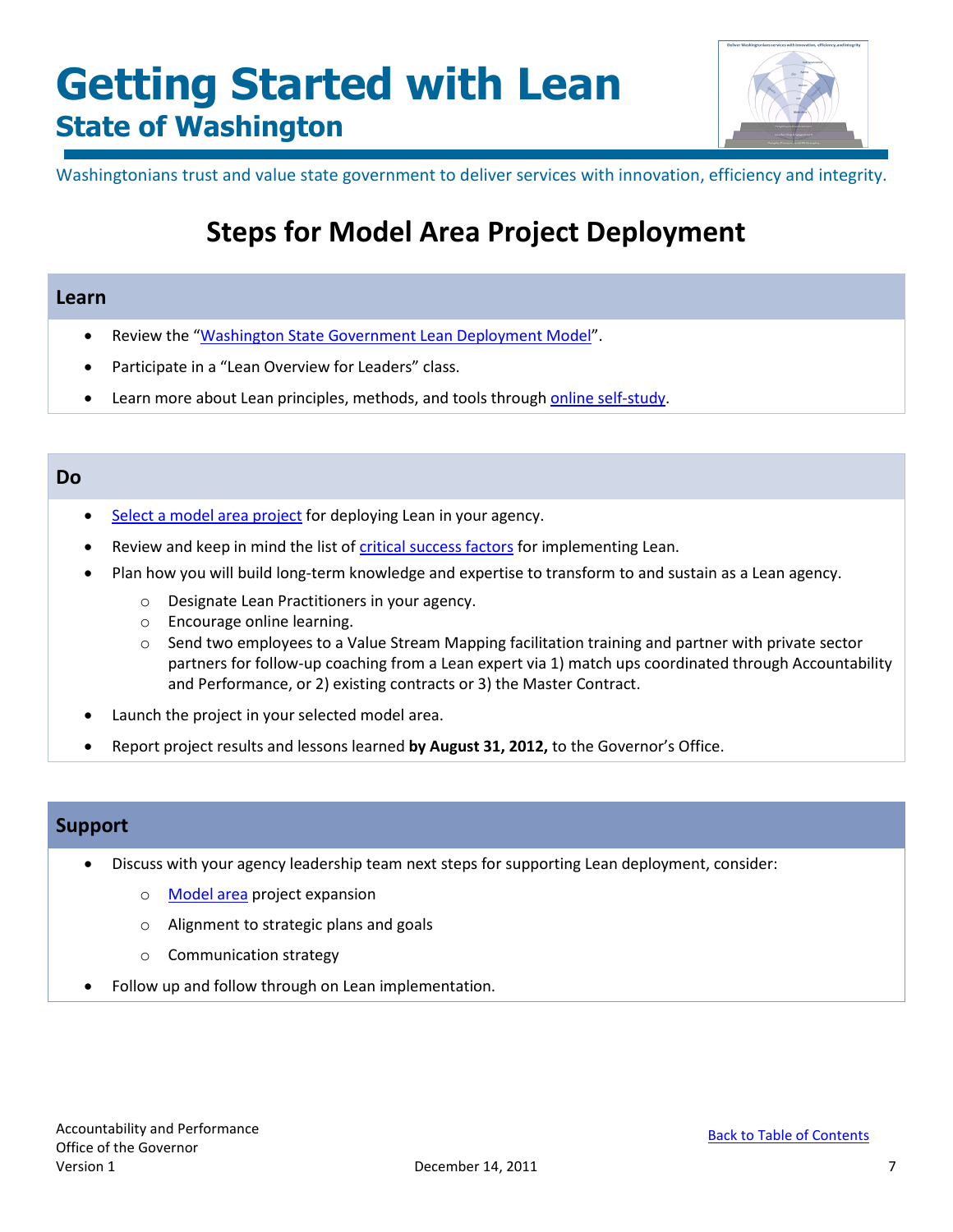# Getting Started with Lean

## State of Washington

Washingtonians trust and value state government to deliver services with innovation, efficiency and integrity.

# Steps for Model Area Project Deployment

## Learn

- Review the "Washington State Government Lean Deployment Model".
- Participate in a "Lean Overview for Leaders" class.
- Learn more about Lean principles, methods, and tools through online self-study.

## Do

- Select a model area project for deploying Lean in your agency.
- Review and keep in mind the list of critical success factors for implementing Lean.
- Plan how you will build long-term knowledge and expertise to transform to and sustain as a Lean agency.
  - Designate Lean Practitioners in your agency.
  - Encourage online learning.
  - Send two employees to a Value Stream Mapping facilitation training and partner with private sector partners for follow-up coaching from a Lean expert via 1) match ups coordinated through Accountability and Performance, or 2) existing contracts or 3) the Master Contract.
- Launch the project in your selected model area.
- Report project results and lessons learned **by August 31, 2012,** to the Governor's Office.

## Support

- Discuss with your agency leadership team next steps for supporting Lean deployment, consider:
  - Model area project expansion
  - Alignment to strategic plans and goals
  - Communication strategy
- Follow up and follow through on Lean implementation.

Accountability and Performance
Office of the Governor
Version 1

December 14, 2011

Back to Table of Contents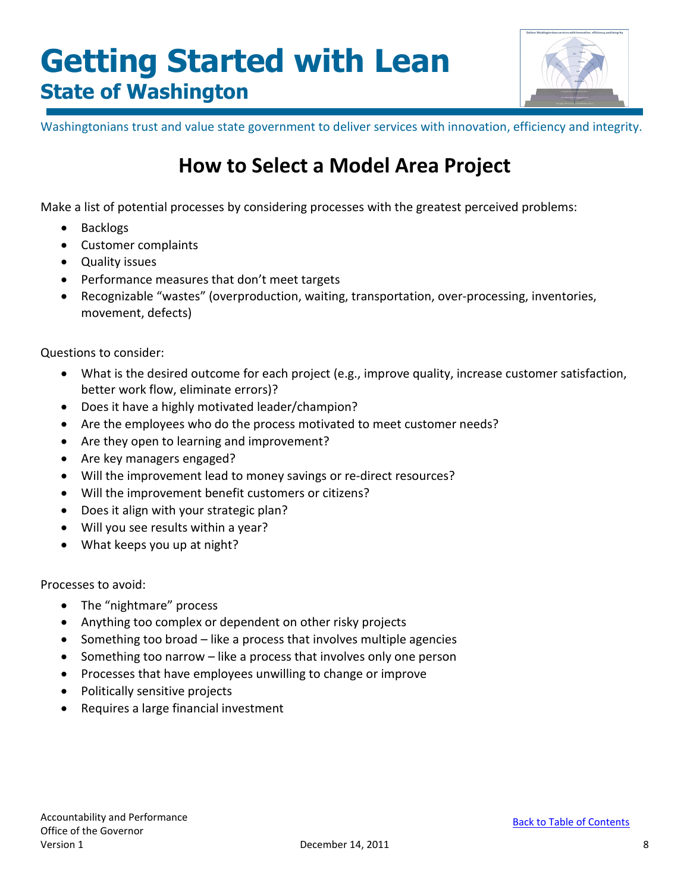# Getting Started with Lean
## State of Washington

Washingtonians trust and value state government to deliver services with innovation, efficiency and integrity.

## How to Select a Model Area Project

Make a list of potential processes by considering processes with the greatest perceived problems:

- Backlogs
- Customer complaints
- Quality issues
- Performance measures that don't meet targets
- Recognizable "wastes" (overproduction, waiting, transportation, over-processing, inventories, movement, defects)

Questions to consider:

- What is the desired outcome for each project (e.g., improve quality, increase customer satisfaction, better work flow, eliminate errors)?
- Does it have a highly motivated leader/champion?
- Are the employees who do the process motivated to meet customer needs?
- Are they open to learning and improvement?
- Are key managers engaged?
- Will the improvement lead to money savings or re-direct resources?
- Will the improvement benefit customers or citizens?
- Does it align with your strategic plan?
- Will you see results within a year?
- What keeps you up at night?

Processes to avoid:

- The "nightmare" process
- Anything too complex or dependent on other risky projects
- Something too broad – like a process that involves multiple agencies
- Something too narrow – like a process that involves only one person
- Processes that have employees unwilling to change or improve
- Politically sensitive projects
- Requires a large financial investment

Back to Table of Contents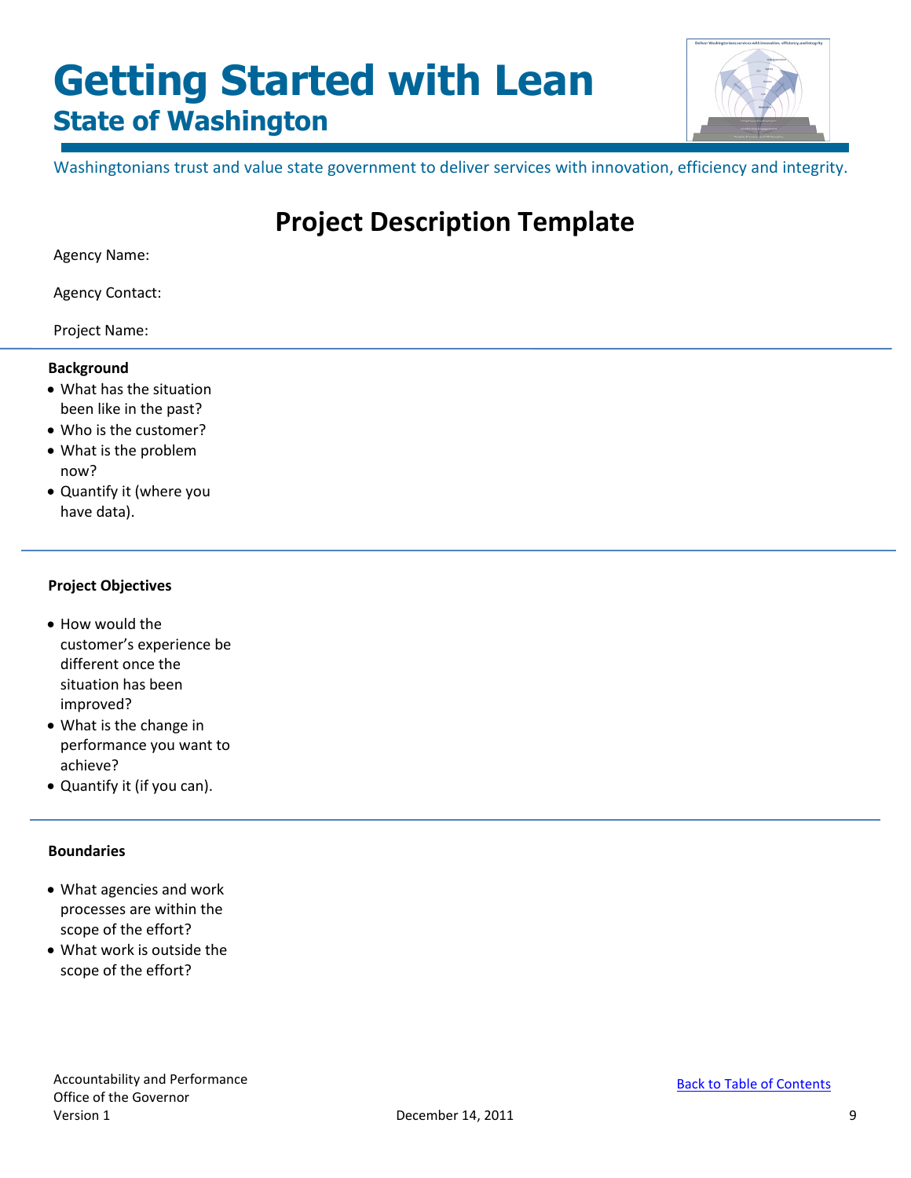# Getting Started with Lean

## State of Washington

Washingtonians trust and value state government to deliver services with innovation, efficiency and integrity.

## Project Description Template

Agency Name:

Agency Contact:

Project Name:

---

**Background**

- What has the situation been like in the past?
- Who is the customer?
- What is the problem now?
- Quantify it (where you have data).

---

**Project Objectives**

- How would the customer's experience be different once the situation has been improved?
- What is the change in performance you want to achieve?
- Quantify it (if you can).

---

**Boundaries**

- What agencies and work processes are within the scope of the effort?
- What work is outside the scope of the effort?

Accountability and Performance
Office of the Governor
Version 1

December 14, 2011

Back to Table of Contents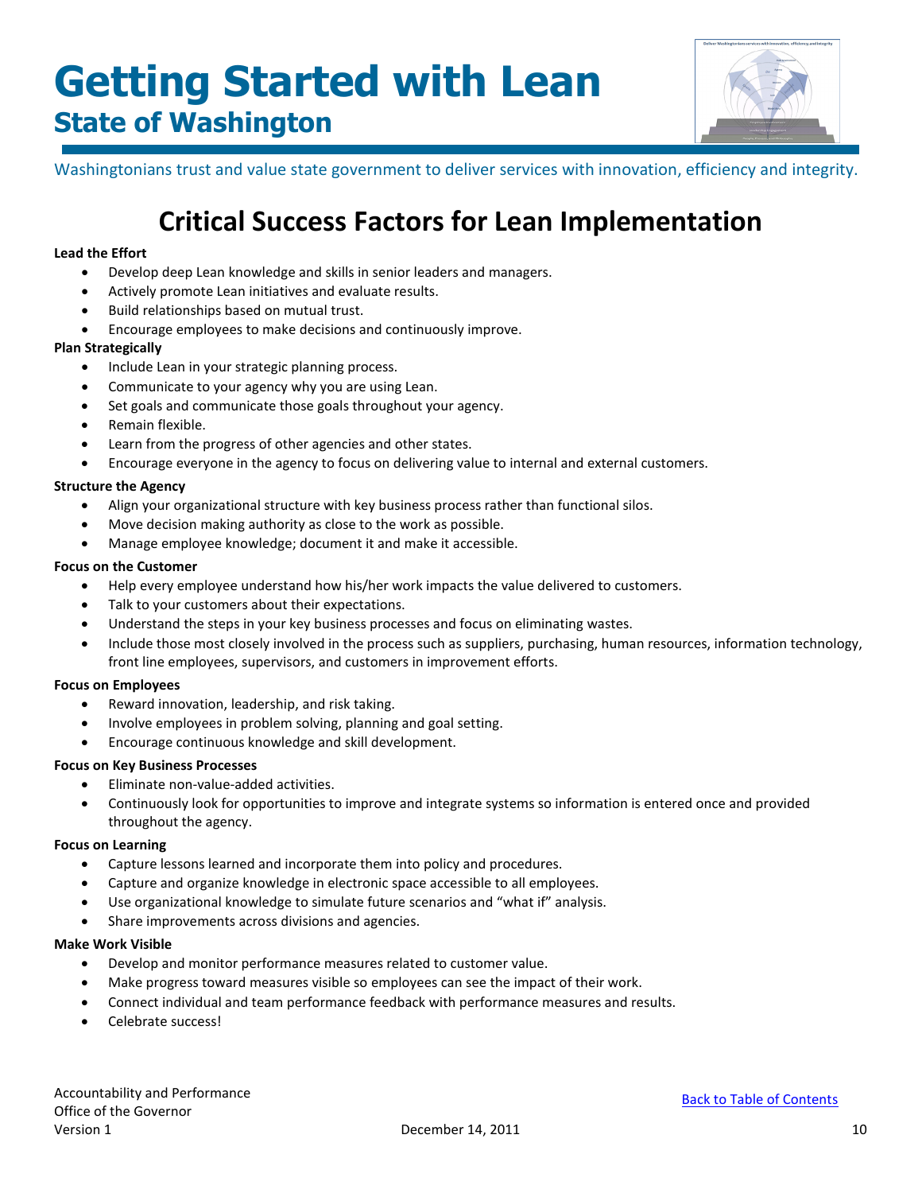# Getting Started with Lean
## State of Washington

Washingtonians trust and value state government to deliver services with innovation, efficiency and integrity.

## Critical Success Factors for Lean Implementation

**Lead the Effort**

- Develop deep Lean knowledge and skills in senior leaders and managers.
- Actively promote Lean initiatives and evaluate results.
- Build relationships based on mutual trust.
- Encourage employees to make decisions and continuously improve.

**Plan Strategically**

- Include Lean in your strategic planning process.
- Communicate to your agency why you are using Lean.
- Set goals and communicate those goals throughout your agency.
- Remain flexible.
- Learn from the progress of other agencies and other states.
- Encourage everyone in the agency to focus on delivering value to internal and external customers.

**Structure the Agency**

- Align your organizational structure with key business process rather than functional silos.
- Move decision making authority as close to the work as possible.
- Manage employee knowledge; document it and make it accessible.

**Focus on the Customer**

- Help every employee understand how his/her work impacts the value delivered to customers.
- Talk to your customers about their expectations.
- Understand the steps in your key business processes and focus on eliminating wastes.
- Include those most closely involved in the process such as suppliers, purchasing, human resources, information technology, front line employees, supervisors, and customers in improvement efforts.

**Focus on Employees**

- Reward innovation, leadership, and risk taking.
- Involve employees in problem solving, planning and goal setting.
- Encourage continuous knowledge and skill development.

**Focus on Key Business Processes**

- Eliminate non-value-added activities.
- Continuously look for opportunities to improve and integrate systems so information is entered once and provided throughout the agency.

**Focus on Learning**

- Capture lessons learned and incorporate them into policy and procedures.
- Capture and organize knowledge in electronic space accessible to all employees.
- Use organizational knowledge to simulate future scenarios and "what if" analysis.
- Share improvements across divisions and agencies.

**Make Work Visible**

- Develop and monitor performance measures related to customer value.
- Make progress toward measures visible so employees can see the impact of their work.
- Connect individual and team performance feedback with performance measures and results.
- Celebrate success!

Accountability and Performance
Office of the Governor
Version 1 — December 14, 2011

Back to Table of Contents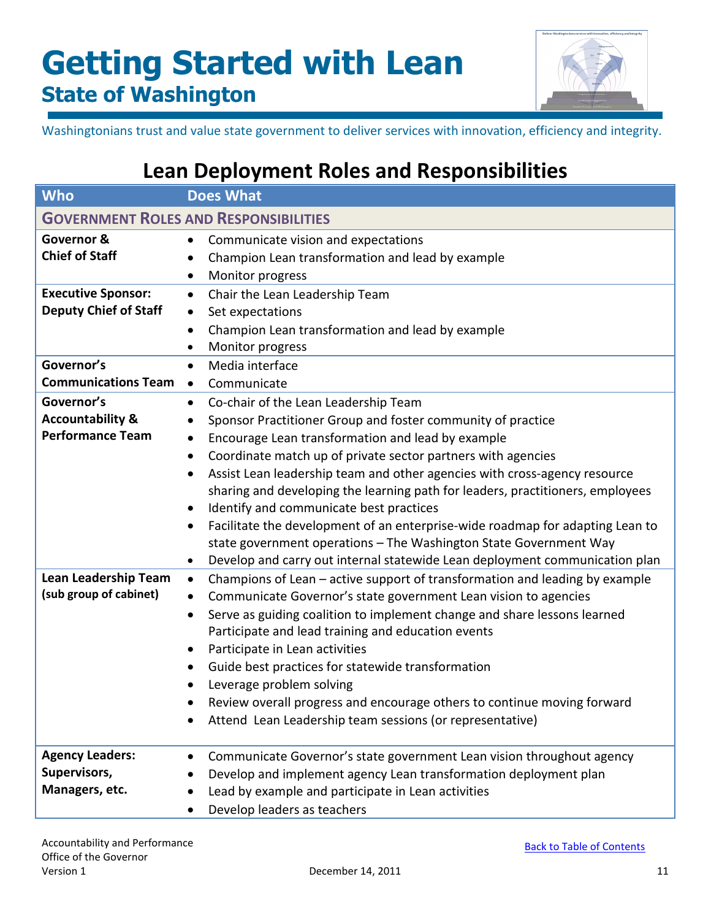# Getting Started with Lean

## State of Washington

Washingtonians trust and value state government to deliver services with innovation, efficiency and integrity.

## Lean Deployment Roles and Responsibilities

| Who | Does What |
|---|---|
| **GOVERNMENT ROLES AND RESPONSIBILITIES** | |
| **Governor & Chief of Staff** | • Communicate vision and expectations<br>• Champion Lean transformation and lead by example<br>• Monitor progress |
| **Executive Sponsor: Deputy Chief of Staff** | • Chair the Lean Leadership Team<br>• Set expectations<br>• Champion Lean transformation and lead by example<br>• Monitor progress |
| **Governor's Communications Team** | • Media interface<br>• Communicate |
| **Governor's Accountability & Performance Team** | • Co-chair of the Lean Leadership Team<br>• Sponsor Practitioner Group and foster community of practice<br>• Encourage Lean transformation and lead by example<br>• Coordinate match up of private sector partners with agencies<br>• Assist Lean leadership team and other agencies with cross-agency resource sharing and developing the learning path for leaders, practitioners, employees<br>• Identify and communicate best practices<br>• Facilitate the development of an enterprise-wide roadmap for adapting Lean to state government operations – The Washington State Government Way<br>• Develop and carry out internal statewide Lean deployment communication plan |
| **Lean Leadership Team (sub group of cabinet)** | • Champions of Lean – active support of transformation and leading by example<br>• Communicate Governor's state government Lean vision to agencies<br>• Serve as guiding coalition to implement change and share lessons learned Participate and lead training and education events<br>• Participate in Lean activities<br>• Guide best practices for statewide transformation<br>• Leverage problem solving<br>• Review overall progress and encourage others to continue moving forward<br>• Attend Lean Leadership team sessions (or representative) |
| **Agency Leaders: Supervisors, Managers, etc.** | • Communicate Governor's state government Lean vision throughout agency<br>• Develop and implement agency Lean transformation deployment plan<br>• Lead by example and participate in Lean activities<br>• Develop leaders as teachers |

Accountability and Performance
Office of the Governor
Version 1 December 14, 2011

Back to Table of Contents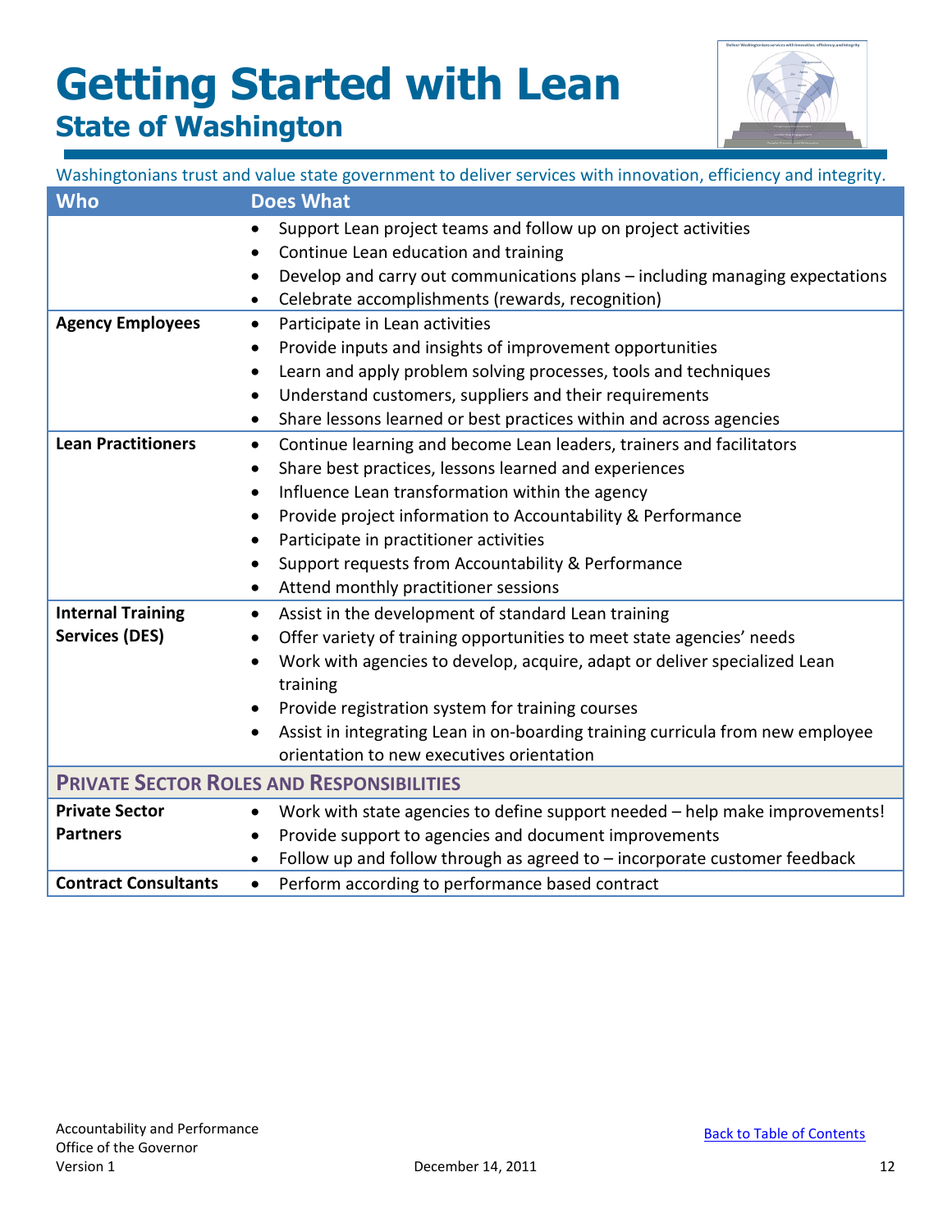# Getting Started with Lean

## State of Washington

Washingtonians trust and value state government to deliver services with innovation, efficiency and integrity.

| Who | Does What |
|---|---|
| | • Support Lean project teams and follow up on project activities<br>• Continue Lean education and training<br>• Develop and carry out communications plans – including managing expectations<br>• Celebrate accomplishments (rewards, recognition) |
| **Agency Employees** | • Participate in Lean activities<br>• Provide inputs and insights of improvement opportunities<br>• Learn and apply problem solving processes, tools and techniques<br>• Understand customers, suppliers and their requirements<br>• Share lessons learned or best practices within and across agencies |
| **Lean Practitioners** | • Continue learning and become Lean leaders, trainers and facilitators<br>• Share best practices, lessons learned and experiences<br>• Influence Lean transformation within the agency<br>• Provide project information to Accountability & Performance<br>• Participate in practitioner activities<br>• Support requests from Accountability & Performance<br>• Attend monthly practitioner sessions |
| **Internal Training Services (DES)** | • Assist in the development of standard Lean training<br>• Offer variety of training opportunities to meet state agencies' needs<br>• Work with agencies to develop, acquire, adapt or deliver specialized Lean training<br>• Provide registration system for training courses<br>• Assist in integrating Lean in on-boarding training curricula from new employee orientation to new executives orientation |
| **PRIVATE SECTOR ROLES AND RESPONSIBILITIES** | |
| **Private Sector Partners** | • Work with state agencies to define support needed – help make improvements!<br>• Provide support to agencies and document improvements<br>• Follow up and follow through as agreed to – incorporate customer feedback |
| **Contract Consultants** | • Perform according to performance based contract |

Accountability and Performance
Office of the Governor
Version 1

December 14, 2011

Back to Table of Contents